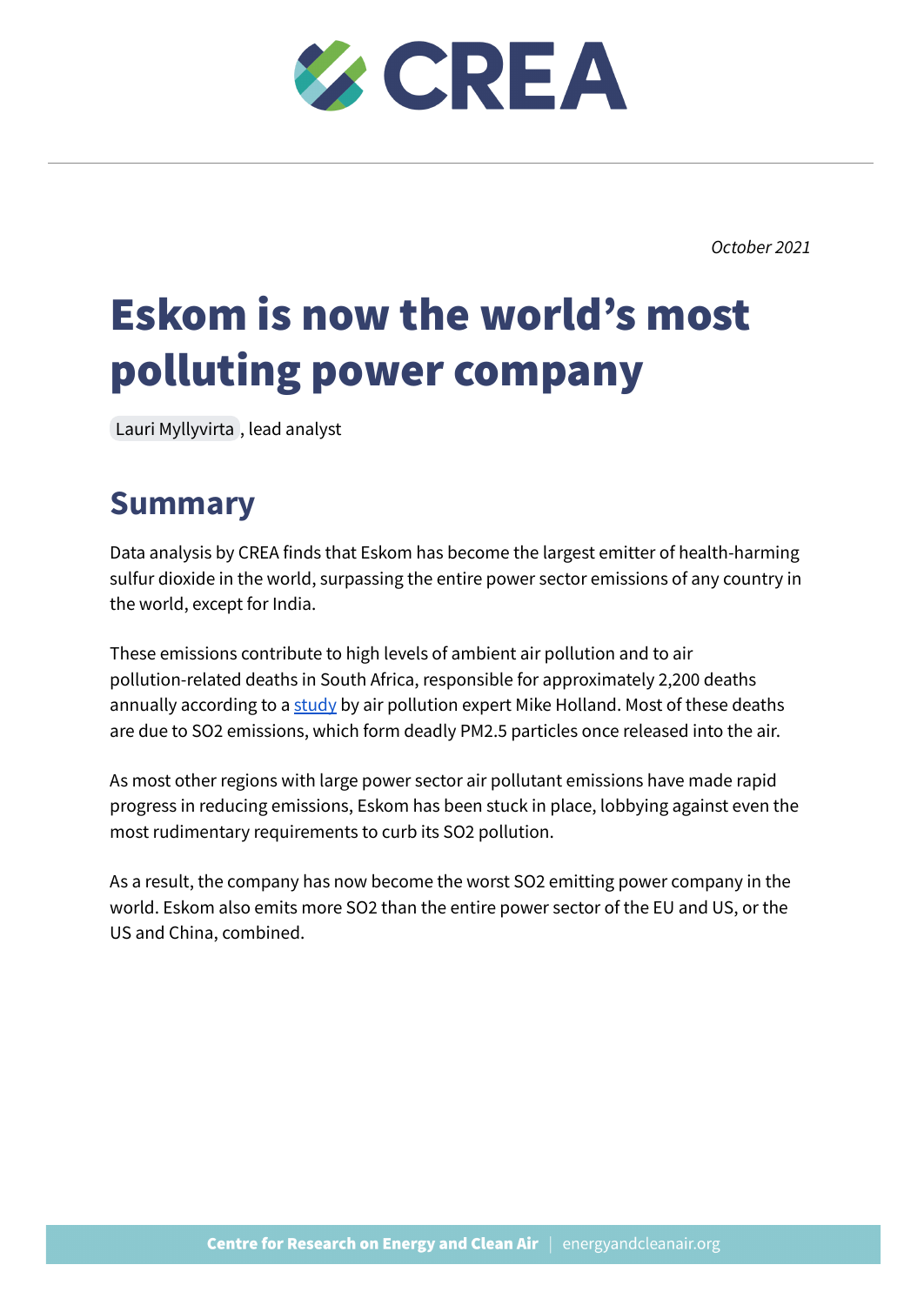CREA

*October 2021*

# Eskom is now the world's most polluting power company

Lauri Myllyvirta, lead analyst

## Summary

Data analysis by CREA finds that Eskom has become the largest emitter of health-harming sulfur dioxide in the world, surpassing the entire power sector emissions of any country in the world, except for India.

These emissions contribute to high levels of ambient air pollution and to air pollution-related deaths in South Africa, responsible for approximately 2,200 deaths annually according to a study by air pollution expert Mike Holland. Most of these deaths are due to SO2 emissions, which form deadly PM2.5 particles once released into the air.

As most other regions with large power sector air pollutant emissions have made rapid progress in reducing emissions, Eskom has been stuck in place, lobbying against even the most rudimentary requirements to curb its SO2 pollution.

As a result, the company has now become the worst SO2 emitting power company in the world. Eskom also emits more SO2 than the entire power sector of the EU and US, or the US and China, combined.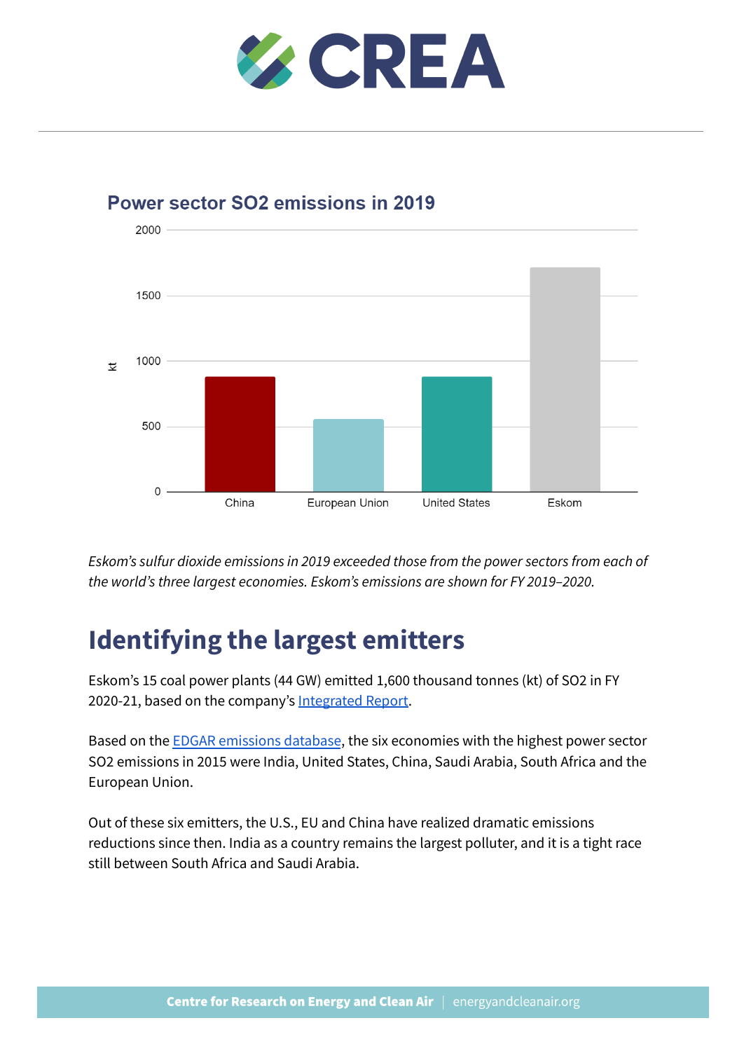## Power sector SO2 emissions in 2019

*Eskom's sulfur dioxide emissions in 2019 exceeded those from the power sectors from each of the world's three largest economies. Eskom's emissions are shown for FY 2019–2020.*

# Identifying the largest emitters

Eskom's 15 coal power plants (44 GW) emitted 1,600 thousand tonnes (kt) of $SO_2$ in FY 2020-21, based on the company's Integrated Report.

Based on the EDGAR emissions database, the six economies with the highest power sector $SO_2$ emissions in 2015 were India, United States, China, Saudi Arabia, South Africa and the European Union.

Out of these six emitters, the U.S., EU and China have realized dramatic emissions reductions since then. India as a country remains the largest polluter, and it is a tight race still between South Africa and Saudi Arabia.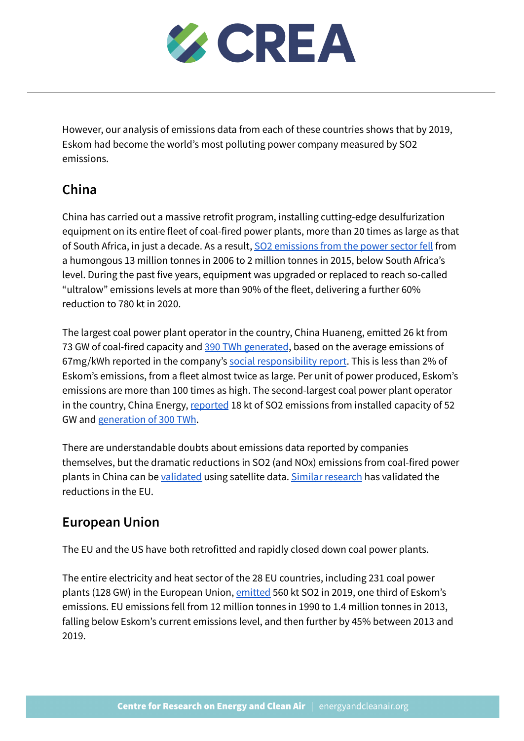However, our analysis of emissions data from each of these countries shows that by 2019, Eskom had become the world's most polluting power company measured by $SO_2$ emissions.

## China

China has carried out a massive retrofit program, installing cutting-edge desulfurization equipment on its entire fleet of coal-fired power plants, more than 20 times as large as that of South Africa, in just a decade. As a result, $SO_2$ emissions from the power sector fell from a humongous 13 million tonnes in 2006 to 2 million tonnes in 2015, below South Africa's level. During the past five years, equipment was upgraded or replaced to reach so-called "ultralow" emissions levels at more than 90% of the fleet, delivering a further 60% reduction to 780 kt in 2020.

The largest coal power plant operator in the country, China Huaneng, emitted 26 kt from 73 GW of coal-fired capacity and 390 TWh generated, based on the average emissions of 67mg/kWh reported in the company's social responsibility report. This is less than 2% of Eskom's emissions, from a fleet almost twice as large. Per unit of power produced, Eskom's emissions are more than 100 times as high. The second-largest coal power plant operator in the country, China Energy, reported 18 kt of $SO_2$ emissions from installed capacity of 52 GW and generation of 300 TWh.

There are understandable doubts about emissions data reported by companies themselves, but the dramatic reductions in $SO_2$ (and $NO_x$) emissions from coal-fired power plants in China can be validated using satellite data. Similar research has validated the reductions in the EU.

## European Union

The EU and the US have both retrofitted and rapidly closed down coal power plants.

The entire electricity and heat sector of the 28 EU countries, including 231 coal power plants (128 GW) in the European Union, emitted 560 kt $SO_2$ in 2019, one third of Eskom's emissions. EU emissions fell from 12 million tonnes in 1990 to 1.4 million tonnes in 2013, falling below Eskom's current emissions level, and then further by 45% between 2013 and 2019.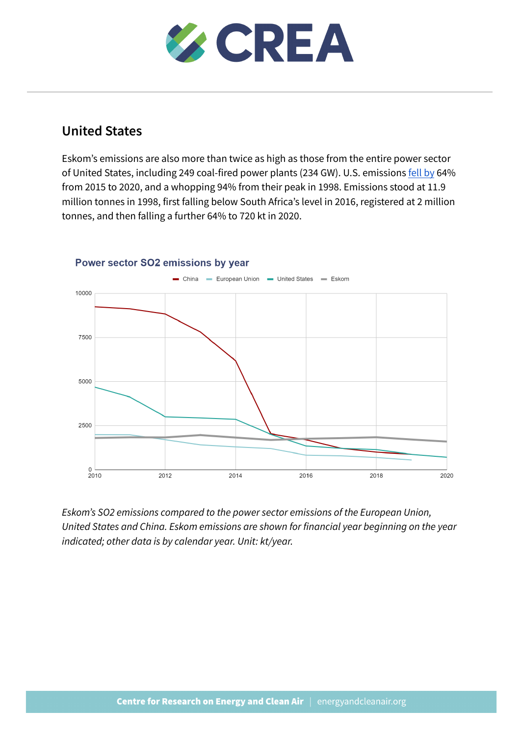## United States

Eskom's emissions are also more than twice as high as those from the entire power sector of United States, including 249 coal-fired power plants (234 GW). U.S. emissions fell by 64% from 2015 to 2020, and a whopping 94% from their peak in 1998. Emissions stood at 11.9 million tonnes in 1998, first falling below South Africa's level in 2016, registered at 2 million tonnes, and then falling a further 64% to 720 kt in 2020.

Power sector SO2 emissions by year

*Eskom's SO2 emissions compared to the power sector emissions of the European Union, United States and China. Eskom emissions are shown for financial year beginning on the year indicated; other data is by calendar year. Unit: kt/year.*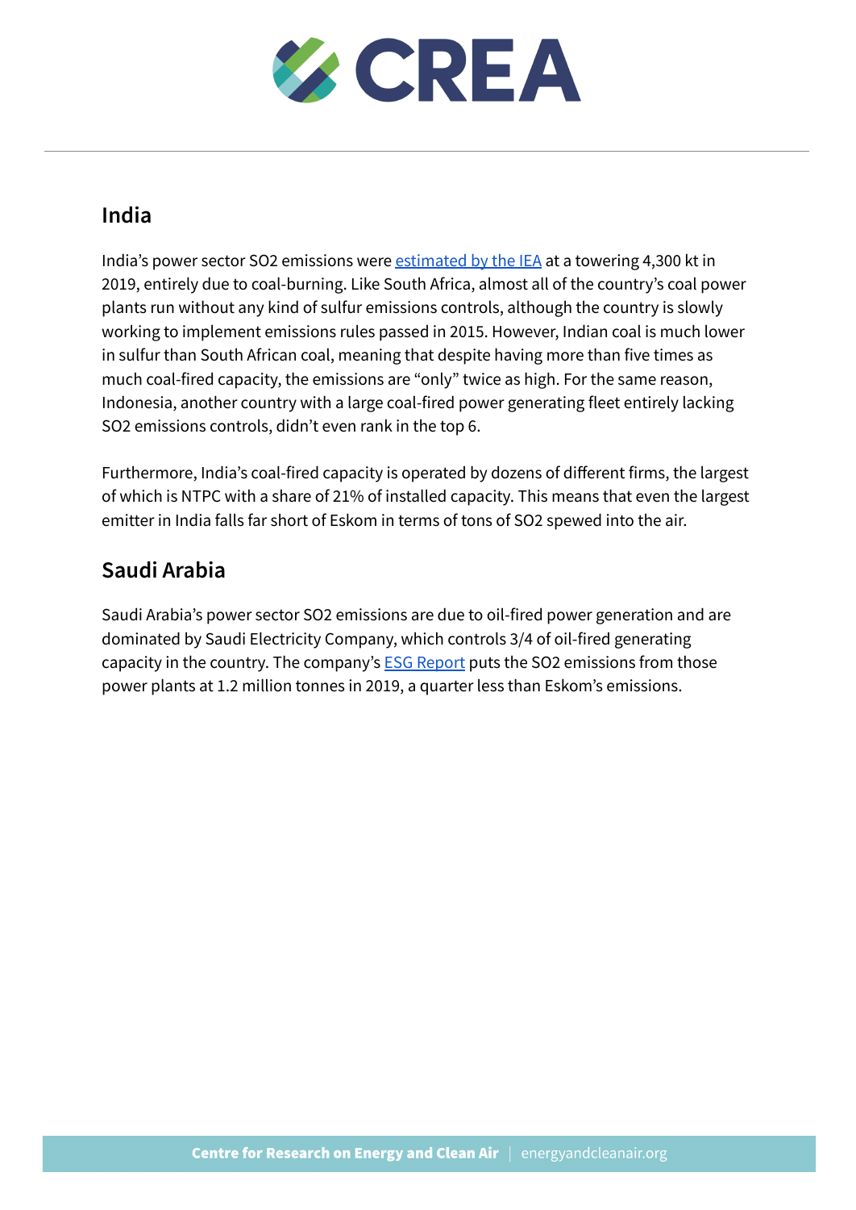## India

India's power sector SO2 emissions were estimated by the IEA at a towering 4,300 kt in 2019, entirely due to coal-burning. Like South Africa, almost all of the country's coal power plants run without any kind of sulfur emissions controls, although the country is slowly working to implement emissions rules passed in 2015. However, Indian coal is much lower in sulfur than South African coal, meaning that despite having more than five times as much coal-fired capacity, the emissions are "only" twice as high. For the same reason, Indonesia, another country with a large coal-fired power generating fleet entirely lacking SO2 emissions controls, didn't even rank in the top 6.

Furthermore, India's coal-fired capacity is operated by dozens of different firms, the largest of which is NTPC with a share of 21% of installed capacity. This means that even the largest emitter in India falls far short of Eskom in terms of tons of SO2 spewed into the air.

## Saudi Arabia

Saudi Arabia's power sector SO2 emissions are due to oil-fired power generation and are dominated by Saudi Electricity Company, which controls 3/4 of oil-fired generating capacity in the country. The company's ESG Report puts the SO2 emissions from those power plants at 1.2 million tonnes in 2019, a quarter less than Eskom's emissions.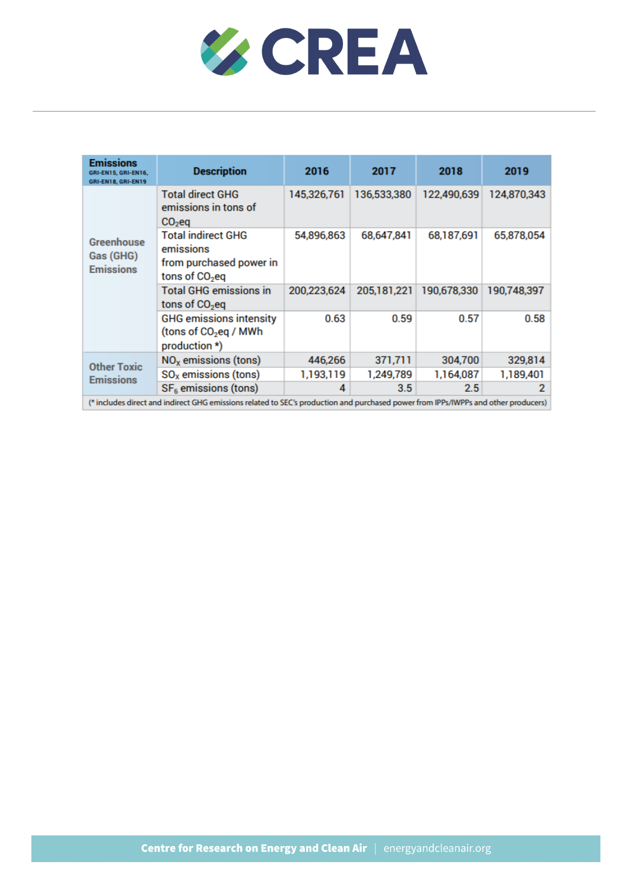| Emissions GRI-EN15, GRI-EN16, GRI-EN18, GRI-EN19 | Description | 2016 | 2017 | 2018 | 2019 |
|---|---|---|---|---|---|
| Greenhouse Gas (GHG) Emissions | Total direct GHG emissions in tons of $CO_2$eq | 145,326,761 | 136,533,380 | 122,490,639 | 124,870,343 |
| | Total indirect GHG emissions from purchased power in tons of $CO_2$eq | 54,896,863 | 68,647,841 | 68,187,691 | 65,878,054 |
| | Total GHG emissions in tons of $CO_2$eq | 200,223,624 | 205,181,221 | 190,678,330 | 190,748,397 |
| | GHG emissions intensity (tons of $CO_2$eq / MWh production *) | 0.63 | 0.59 | 0.57 | 0.58 |
| Other Toxic Emissions | $NO_x$ emissions (tons) | 446,266 | 371,711 | 304,700 | 329,814 |
| | $SO_x$ emissions (tons) | 1,193,119 | 1,249,789 | 1,164,087 | 1,189,401 |
| | $SF_6$ emissions (tons) | 4 | 3.5 | 2.5 | 2 |

(* includes direct and indirect GHG emissions related to SEC's production and purchased power from IPPs/IWPPs and other producers)